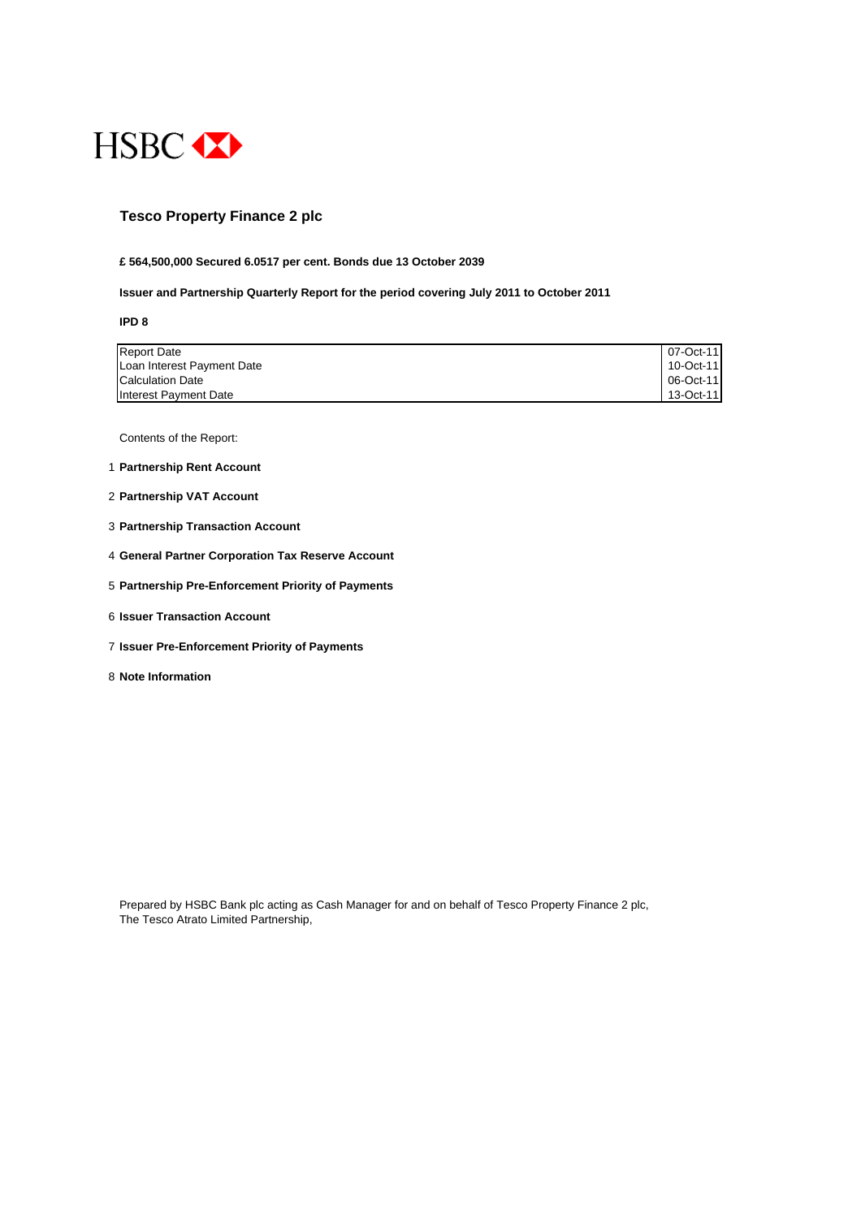HSBC

# Tesco Property Finance 2 plc

**£ 564,500,000 Secured 6.0517 per cent. Bonds due 13 October 2039**

**Issuer and Partnership Quarterly Report for the period covering July 2011 to October 2011**

**IPD 8**

| | |
|---|---|
| Report Date | 07-Oct-11 |
| Loan Interest Payment Date | 10-Oct-11 |
| Calculation Date | 06-Oct-11 |
| Interest Payment Date | 13-Oct-11 |

Contents of the Report:

1. **Partnership Rent Account**
2. **Partnership VAT Account**
3. **Partnership Transaction Account**
4. **General Partner Corporation Tax Reserve Account**
5. **Partnership Pre-Enforcement Priority of Payments**
6. **Issuer Transaction Account**
7. **Issuer Pre-Enforcement Priority of Payments**
8. **Note Information**

Prepared by HSBC Bank plc acting as Cash Manager for and on behalf of Tesco Property Finance 2 plc,
The Tesco Atrato Limited Partnership,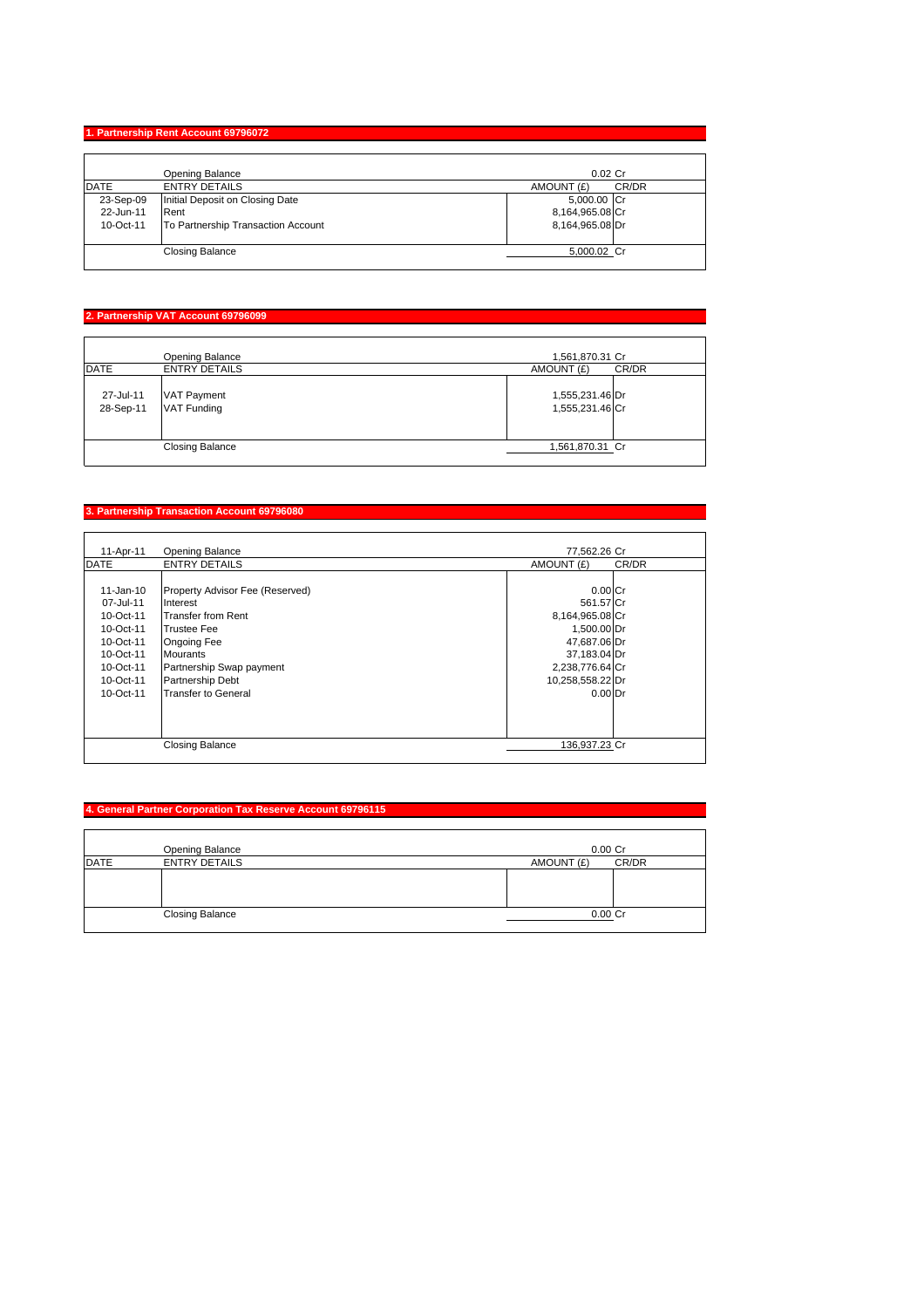## 1. Partnership Rent Account 69796072

| DATE | ENTRY DETAILS | AMOUNT (£) | CR/DR |
|---|---|---|---|
| | Opening Balance | 0.02 | Cr |
| 23-Sep-09 | Initial Deposit on Closing Date | 5,000.00 | Cr |
| 22-Jun-11 | Rent | 8,164,965.08 | Cr |
| 10-Oct-11 | To Partnership Transaction Account | 8,164,965.08 | Dr |
| | Closing Balance | 5,000.02 | Cr |

## 2. Partnership VAT Account 69796099

| DATE | ENTRY DETAILS | AMOUNT (£) | CR/DR |
|---|---|---|---|
| | Opening Balance | 1,561,870.31 | Cr |
| 27-Jul-11 | VAT Payment | 1,555,231.46 | Dr |
| 28-Sep-11 | VAT Funding | 1,555,231.46 | Cr |
| | Closing Balance | 1,561,870.31 | Cr |

## 3. Partnership Transaction Account 69796080

| DATE | ENTRY DETAILS | AMOUNT (£) | CR/DR |
|---|---|---|---|
| 11-Apr-11 | Opening Balance | 77,562.26 | Cr |
| 11-Jan-10 | Property Advisor Fee (Reserved) | 0.00 | Cr |
| 07-Jul-11 | Interest | 561.57 | Cr |
| 10-Oct-11 | Transfer from Rent | 8,164,965.08 | Cr |
| 10-Oct-11 | Trustee Fee | 1,500.00 | Dr |
| 10-Oct-11 | Ongoing Fee | 47,687.06 | Dr |
| 10-Oct-11 | Mourants | 37,183.04 | Dr |
| 10-Oct-11 | Partnership Swap payment | 2,238,776.64 | Cr |
| 10-Oct-11 | Partnership Debt | 10,258,558.22 | Dr |
| 10-Oct-11 | Transfer to General | 0.00 | Dr |
| | Closing Balance | 136,937.23 | Cr |

## 4. General Partner Corporation Tax Reserve Account 69796115

| DATE | ENTRY DETAILS | AMOUNT (£) | CR/DR |
|---|---|---|---|
| | Opening Balance | 0.00 | Cr |
| | Closing Balance | 0.00 | Cr |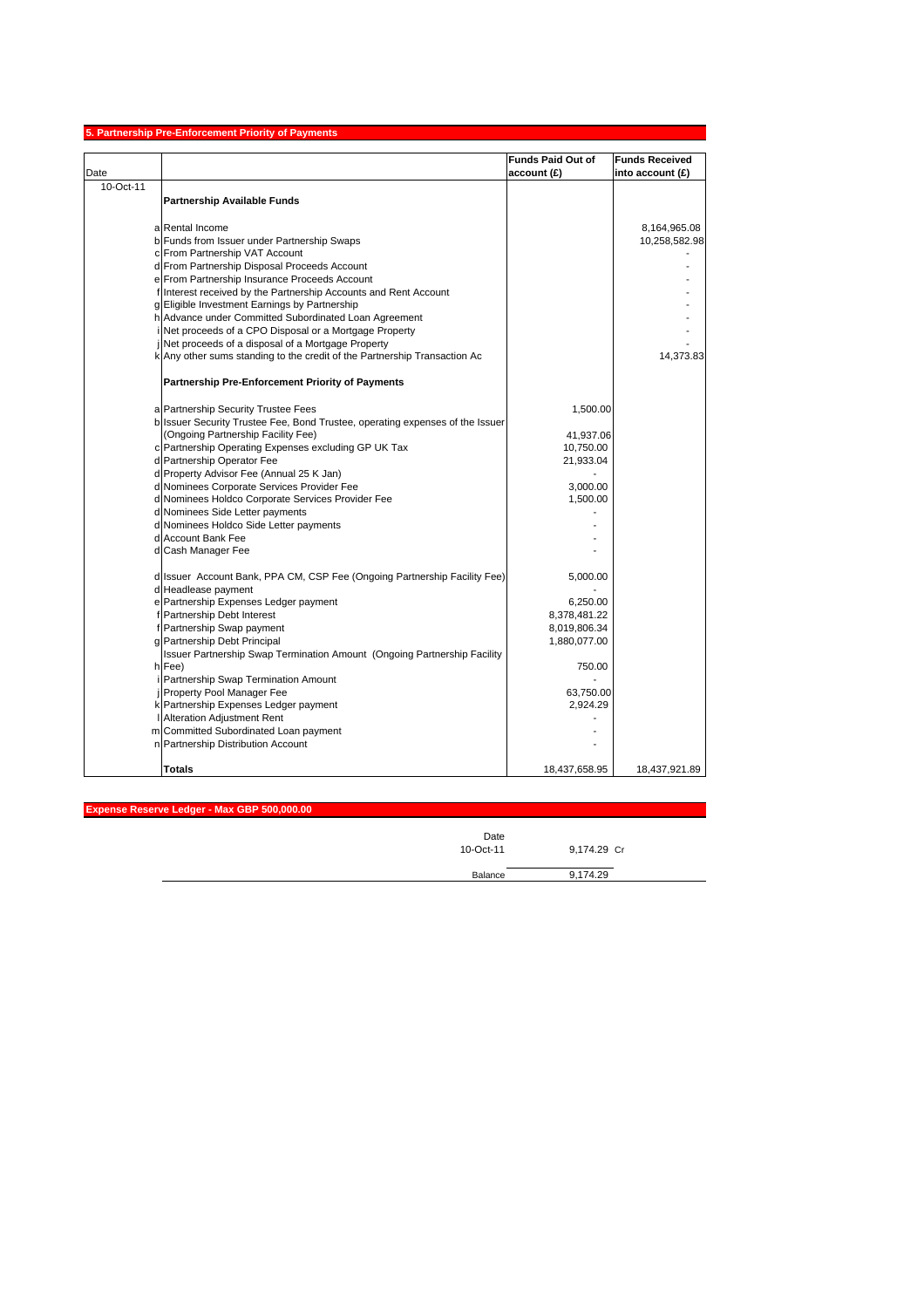## 5. Partnership Pre-Enforcement Priority of Payments

| Date | | | Funds Paid Out of account (£) | Funds Received into account (£) |
|---|---|---|---|---|
| 10-Oct-11 | | **Partnership Available Funds** | | |
| | a | Rental Income | | 8,164,965.08 |
| | b | Funds from Issuer under Partnership Swaps | | 10,258,582.98 |
| | c | From Partnership VAT Account | | - |
| | d | From Partnership Disposal Proceeds Account | | - |
| | e | From Partnership Insurance Proceeds Account | | - |
| | f | Interest received by the Partnership Accounts and Rent Account | | - |
| | g | Eligible Investment Earnings by Partnership | | - |
| | h | Advance under Committed Subordinated Loan Agreement | | - |
| | i | Net proceeds of a CPO Disposal or a Mortgage Property | | - |
| | j | Net proceeds of a disposal of a Mortgage Property | | - |
| | k | Any other sums standing to the credit of the Partnership Transaction Ac | | 14,373.83 |
| | | **Partnership Pre-Enforcement Priority of Payments** | | |
| | a | Partnership Security Trustee Fees | 1,500.00 | |
| | b | Issuer Security Trustee Fee, Bond Trustee, operating expenses of the Issuer (Ongoing Partnership Facility Fee) | 41,937.06 | |
| | c | Partnership Operating Expenses excluding GP UK Tax | 10,750.00 | |
| | d | Partnership Operator Fee | 21,933.04 | |
| | d | Property Advisor Fee (Annual 25 K Jan) | - | |
| | d | Nominees Corporate Services Provider Fee | 3,000.00 | |
| | d | Nominees Holdco Corporate Services Provider Fee | 1,500.00 | |
| | d | Nominees Side Letter payments | - | |
| | d | Nominees Holdco Side Letter payments | - | |
| | d | Account Bank Fee | - | |
| | d | Cash Manager Fee | - | |
| | d | Issuer Account Bank, PPA CM, CSP Fee (Ongoing Partnership Facility Fee) | 5,000.00 | |
| | d | Headlease payment | - | |
| | e | Partnership Expenses Ledger payment | 6,250.00 | |
| | f | Partnership Debt Interest | 8,378,481.22 | |
| | f | Partnership Swap payment | 8,019,806.34 | |
| | g | Partnership Debt Principal | 1,880,077.00 | |
| | h | Issuer Partnership Swap Termination Amount (Ongoing Partnership Facility Fee) | 750.00 | |
| | i | Partnership Swap Termination Amount | - | |
| | j | Property Pool Manager Fee | 63,750.00 | |
| | k | Partnership Expenses Ledger payment | 2,924.29 | |
| | l | Alteration Adjustment Rent | - | |
| | m | Committed Subordinated Loan payment | - | |
| | n | Partnership Distribution Account | - | |
| | | **Totals** | 18,437,658.95 | 18,437,921.89 |

## Expense Reserve Ledger - Max GBP 500,000.00

| Date | | |
|---|---|---|
| 10-Oct-11 | 9,174.29 | Cr |
| Balance | 9,174.29 | |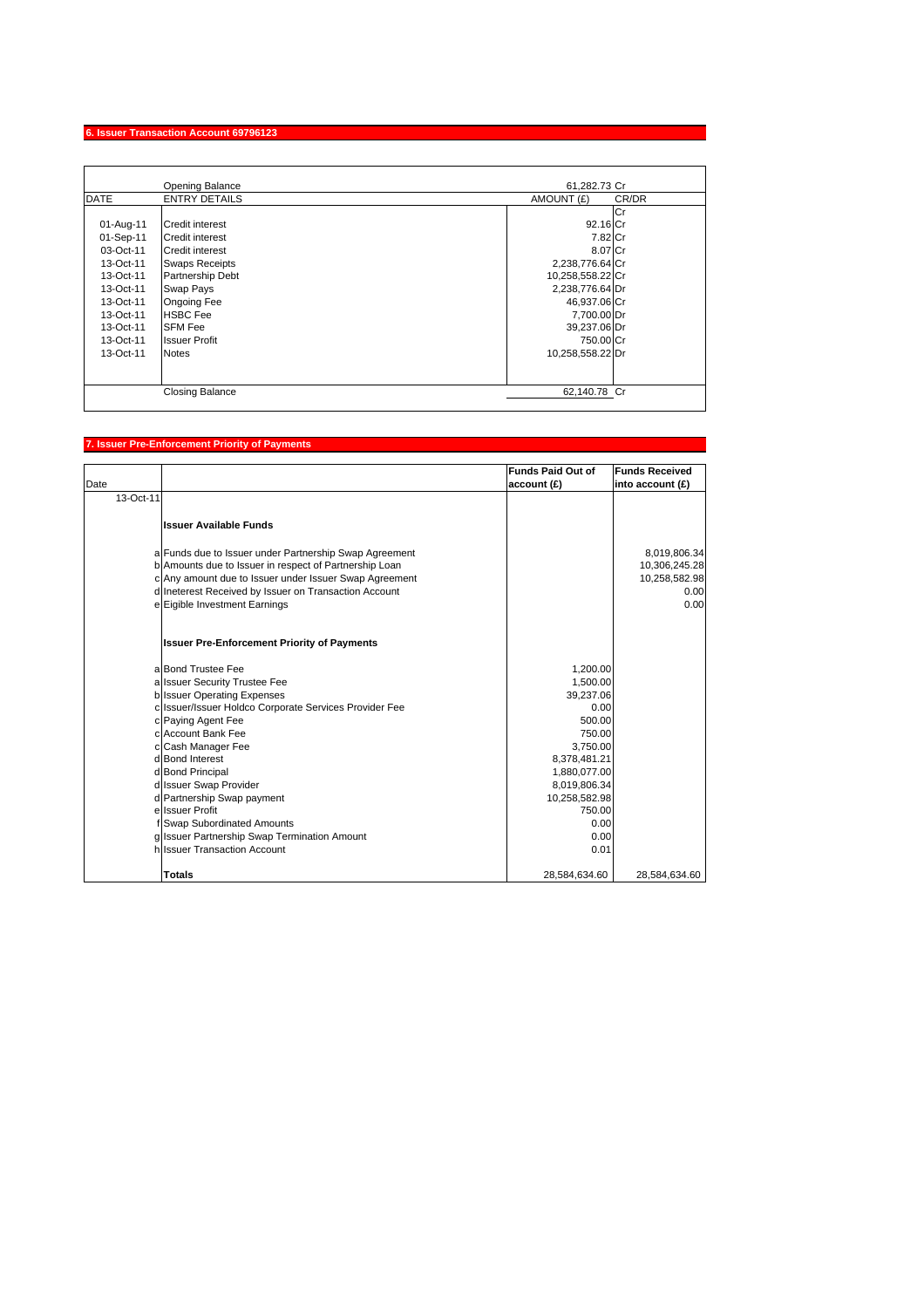## 6. Issuer Transaction Account 69796123

| DATE | ENTRY DETAILS | AMOUNT (£) | CR/DR |
|---|---|---|---|
| | Opening Balance | 61,282.73 | Cr |
| | | | Cr |
| 01-Aug-11 | Credit interest | 92.16 | Cr |
| 01-Sep-11 | Credit interest | 7.82 | Cr |
| 03-Oct-11 | Credit interest | 8.07 | Cr |
| 13-Oct-11 | Swaps Receipts | 2,238,776.64 | Cr |
| 13-Oct-11 | Partnership Debt | 10,258,558.22 | Cr |
| 13-Oct-11 | Swap Pays | 2,238,776.64 | Dr |
| 13-Oct-11 | Ongoing Fee | 46,937.06 | Cr |
| 13-Oct-11 | HSBC Fee | 7,700.00 | Dr |
| 13-Oct-11 | SFM Fee | 39,237.06 | Dr |
| 13-Oct-11 | Issuer Profit | 750.00 | Cr |
| 13-Oct-11 | Notes | 10,258,558.22 | Dr |
| | Closing Balance | 62,140.78 | Cr |

## 7. Issuer Pre-Enforcement Priority of Payments

| Date | | | Funds Paid Out of account (£) | Funds Received into account (£) |
|---|---|---|---|---|
| 13-Oct-11 | | | | |
| | | **Issuer Available Funds** | | |
| | a | Funds due to Issuer under Partnership Swap Agreement | | 8,019,806.34 |
| | b | Amounts due to Issuer in respect of Partnership Loan | | 10,306,245.28 |
| | c | Any amount due to Issuer under Issuer Swap Agreement | | 10,258,582.98 |
| | d | Ineterest Received by Issuer on Transaction Account | | 0.00 |
| | e | Eigible Investment Earnings | | 0.00 |
| | | **Issuer Pre-Enforcement Priority of Payments** | | |
| | a | Bond Trustee Fee | 1,200.00 | |
| | a | Issuer Security Trustee Fee | 1,500.00 | |
| | b | Issuer Operating Expenses | 39,237.06 | |
| | c | Issuer/Issuer Holdco Corporate Services Provider Fee | 0.00 | |
| | c | Paying Agent Fee | 500.00 | |
| | c | Account Bank Fee | 750.00 | |
| | c | Cash Manager Fee | 3,750.00 | |
| | d | Bond Interest | 8,378,481.21 | |
| | d | Bond Principal | 1,880,077.00 | |
| | d | Issuer Swap Provider | 8,019,806.34 | |
| | d | Partnership Swap payment | 10,258,582.98 | |
| | e | Issuer Profit | 750.00 | |
| | f | Swap Subordinated Amounts | 0.00 | |
| | g | Issuer Partnership Swap Termination Amount | 0.00 | |
| | h | Issuer Transaction Account | 0.01 | |
| | | **Totals** | 28,584,634.60 | 28,584,634.60 |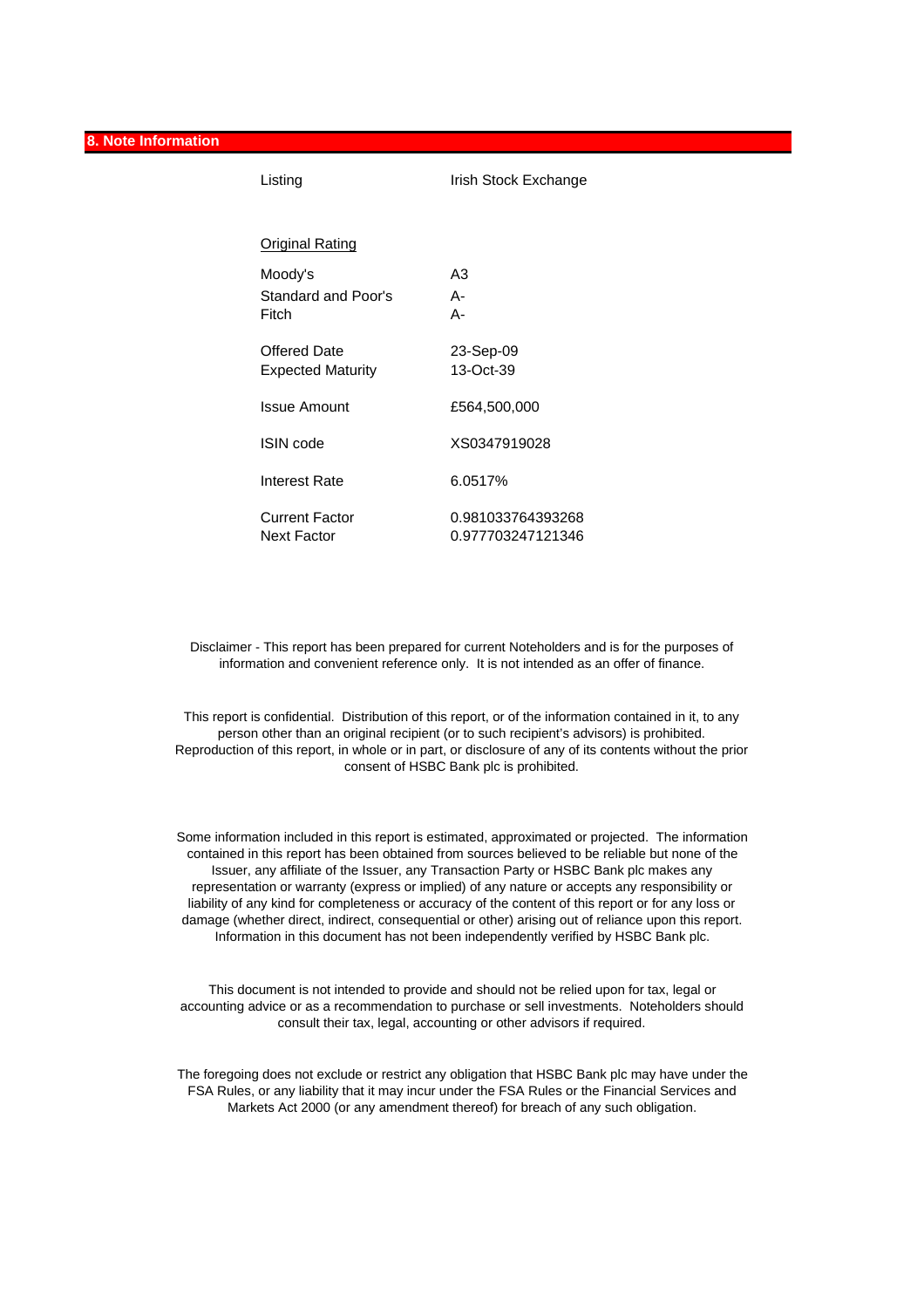## 8. Note Information

| | |
|---|---|
| Listing | Irish Stock Exchange |
| Original Rating | |
| Moody's | A3 |
| Standard and Poor's | A- |
| Fitch | A- |
| Offered Date | 23-Sep-09 |
| Expected Maturity | 13-Oct-39 |
| Issue Amount | £564,500,000 |
| ISIN code | XS0347919028 |
| Interest Rate | 6.0517% |
| Current Factor | 0.981033764393268 |
| Next Factor | 0.977703247121346 |

Disclaimer - This report has been prepared for current Noteholders and is for the purposes of information and convenient reference only. It is not intended as an offer of finance.

This report is confidential. Distribution of this report, or of the information contained in it, to any person other than an original recipient (or to such recipient's advisors) is prohibited. Reproduction of this report, in whole or in part, or disclosure of any of its contents without the prior consent of HSBC Bank plc is prohibited.

Some information included in this report is estimated, approximated or projected. The information contained in this report has been obtained from sources believed to be reliable but none of the Issuer, any affiliate of the Issuer, any Transaction Party or HSBC Bank plc makes any representation or warranty (express or implied) of any nature or accepts any responsibility or liability of any kind for completeness or accuracy of the content of this report or for any loss or damage (whether direct, indirect, consequential or other) arising out of reliance upon this report. Information in this document has not been independently verified by HSBC Bank plc.

This document is not intended to provide and should not be relied upon for tax, legal or accounting advice or as a recommendation to purchase or sell investments. Noteholders should consult their tax, legal, accounting or other advisors if required.

The foregoing does not exclude or restrict any obligation that HSBC Bank plc may have under the FSA Rules, or any liability that it may incur under the FSA Rules or the Financial Services and Markets Act 2000 (or any amendment thereof) for breach of any such obligation.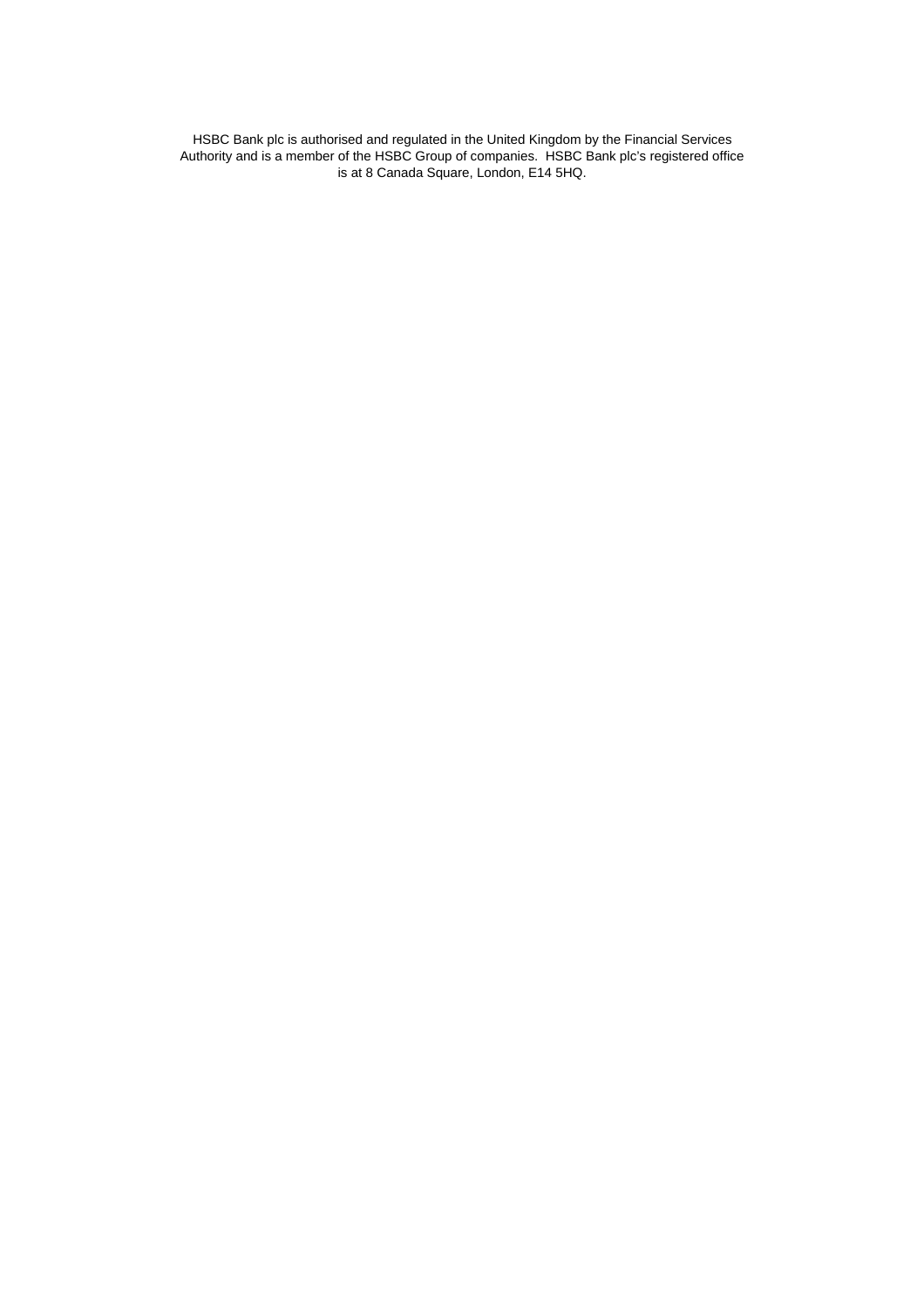HSBC Bank plc is authorised and regulated in the United Kingdom by the Financial Services Authority and is a member of the HSBC Group of companies. HSBC Bank plc's registered office is at 8 Canada Square, London, E14 5HQ.